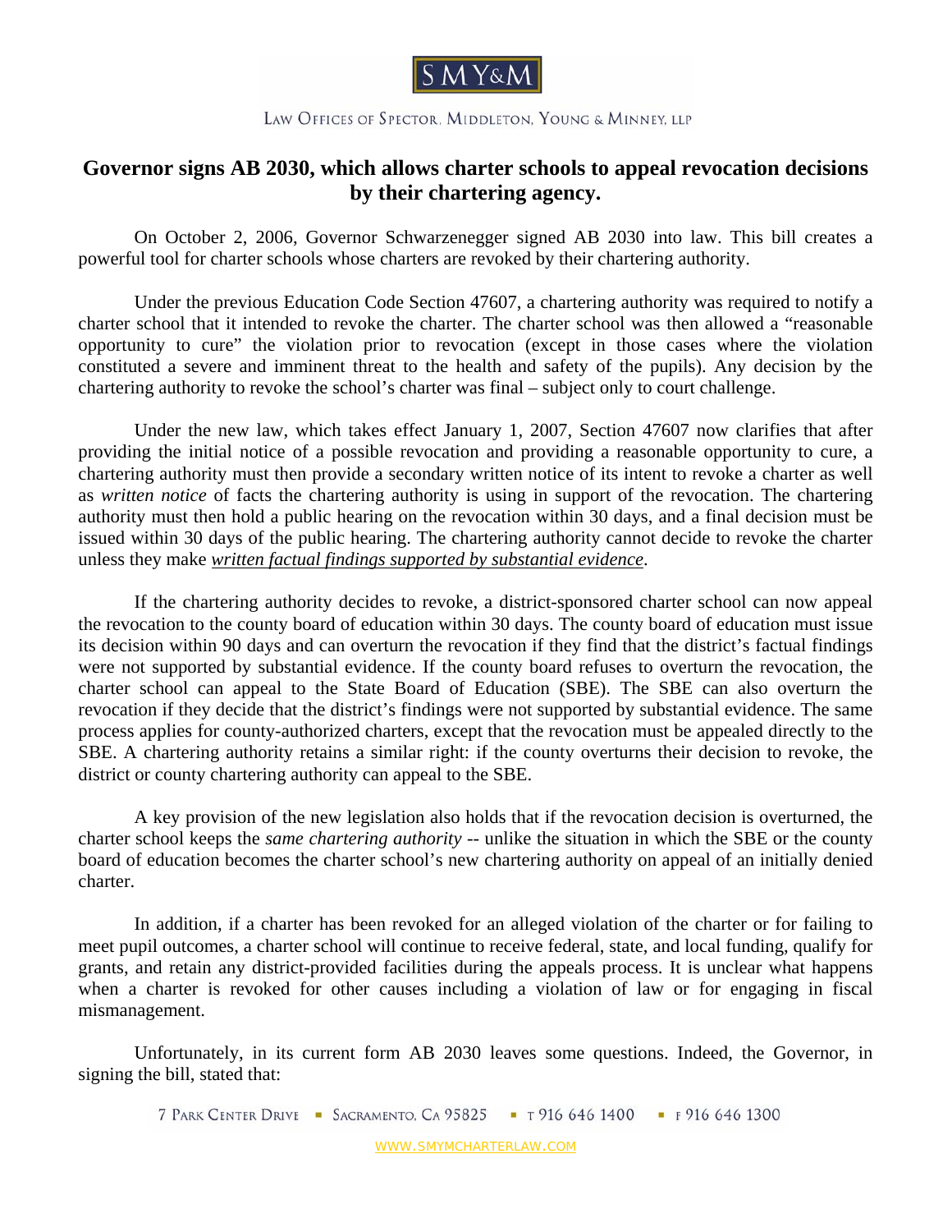SMY&M

LAW OFFICES OF SPECTOR, MIDDLETON, YOUNG & MINNEY, LLP

# Governor signs AB 2030, which allows charter schools to appeal revocation decisions by their chartering agency.

On October 2, 2006, Governor Schwarzenegger signed AB 2030 into law. This bill creates a powerful tool for charter schools whose charters are revoked by their chartering authority.

Under the previous Education Code Section 47607, a chartering authority was required to notify a charter school that it intended to revoke the charter. The charter school was then allowed a "reasonable opportunity to cure" the violation prior to revocation (except in those cases where the violation constituted a severe and imminent threat to the health and safety of the pupils). Any decision by the chartering authority to revoke the school's charter was final – subject only to court challenge.

Under the new law, which takes effect January 1, 2007, Section 47607 now clarifies that after providing the initial notice of a possible revocation and providing a reasonable opportunity to cure, a chartering authority must then provide a secondary written notice of its intent to revoke a charter as well as *written notice* of facts the chartering authority is using in support of the revocation. The chartering authority must then hold a public hearing on the revocation within 30 days, and a final decision must be issued within 30 days of the public hearing. The chartering authority cannot decide to revoke the charter unless they make ***written factual findings supported by substantial evidence***.

If the chartering authority decides to revoke, a district-sponsored charter school can now appeal the revocation to the county board of education within 30 days. The county board of education must issue its decision within 90 days and can overturn the revocation if they find that the district's factual findings were not supported by substantial evidence. If the county board refuses to overturn the revocation, the charter school can appeal to the State Board of Education (SBE). The SBE can also overturn the revocation if they decide that the district's findings were not supported by substantial evidence. The same process applies for county-authorized charters, except that the revocation must be appealed directly to the SBE. A chartering authority retains a similar right: if the county overturns their decision to revoke, the district or county chartering authority can appeal to the SBE.

A key provision of the new legislation also holds that if the revocation decision is overturned, the charter school keeps the *same chartering authority* -- unlike the situation in which the SBE or the county board of education becomes the charter school's new chartering authority on appeal of an initially denied charter.

In addition, if a charter has been revoked for an alleged violation of the charter or for failing to meet pupil outcomes, a charter school will continue to receive federal, state, and local funding, qualify for grants, and retain any district-provided facilities during the appeals process. It is unclear what happens when a charter is revoked for other causes including a violation of law or for engaging in fiscal mismanagement.

Unfortunately, in its current form AB 2030 leaves some questions. Indeed, the Governor, in signing the bill, stated that: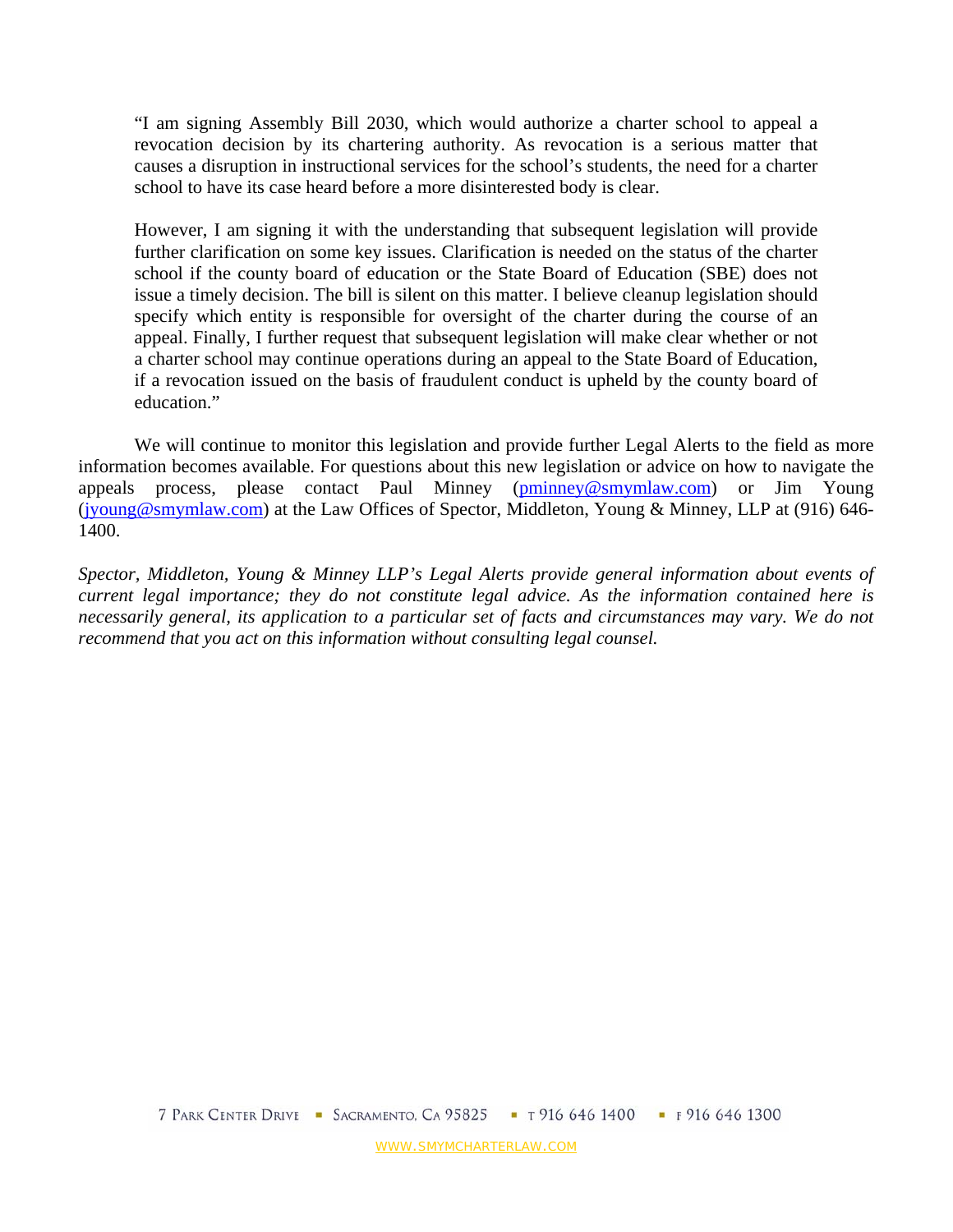"I am signing Assembly Bill 2030, which would authorize a charter school to appeal a revocation decision by its chartering authority. As revocation is a serious matter that causes a disruption in instructional services for the school's students, the need for a charter school to have its case heard before a more disinterested body is clear.

However, I am signing it with the understanding that subsequent legislation will provide further clarification on some key issues. Clarification is needed on the status of the charter school if the county board of education or the State Board of Education (SBE) does not issue a timely decision. The bill is silent on this matter. I believe cleanup legislation should specify which entity is responsible for oversight of the charter during the course of an appeal. Finally, I further request that subsequent legislation will make clear whether or not a charter school may continue operations during an appeal to the State Board of Education, if a revocation issued on the basis of fraudulent conduct is upheld by the county board of education."

We will continue to monitor this legislation and provide further Legal Alerts to the field as more information becomes available. For questions about this new legislation or advice on how to navigate the appeals process, please contact Paul Minney (pminney@smymlaw.com) or Jim Young (jyoung@smymlaw.com) at the Law Offices of Spector, Middleton, Young & Minney, LLP at (916) 646-1400.

*Spector, Middleton, Young & Minney LLP's Legal Alerts provide general information about events of current legal importance; they do not constitute legal advice. As the information contained here is necessarily general, its application to a particular set of facts and circumstances may vary. We do not recommend that you act on this information without consulting legal counsel.*

7 Park Center Drive ▪ Sacramento, Ca 95825 ▪ T 916 646 1400 ▪ F 916 646 1300

WWW.SMYMCHARTERLAW.COM